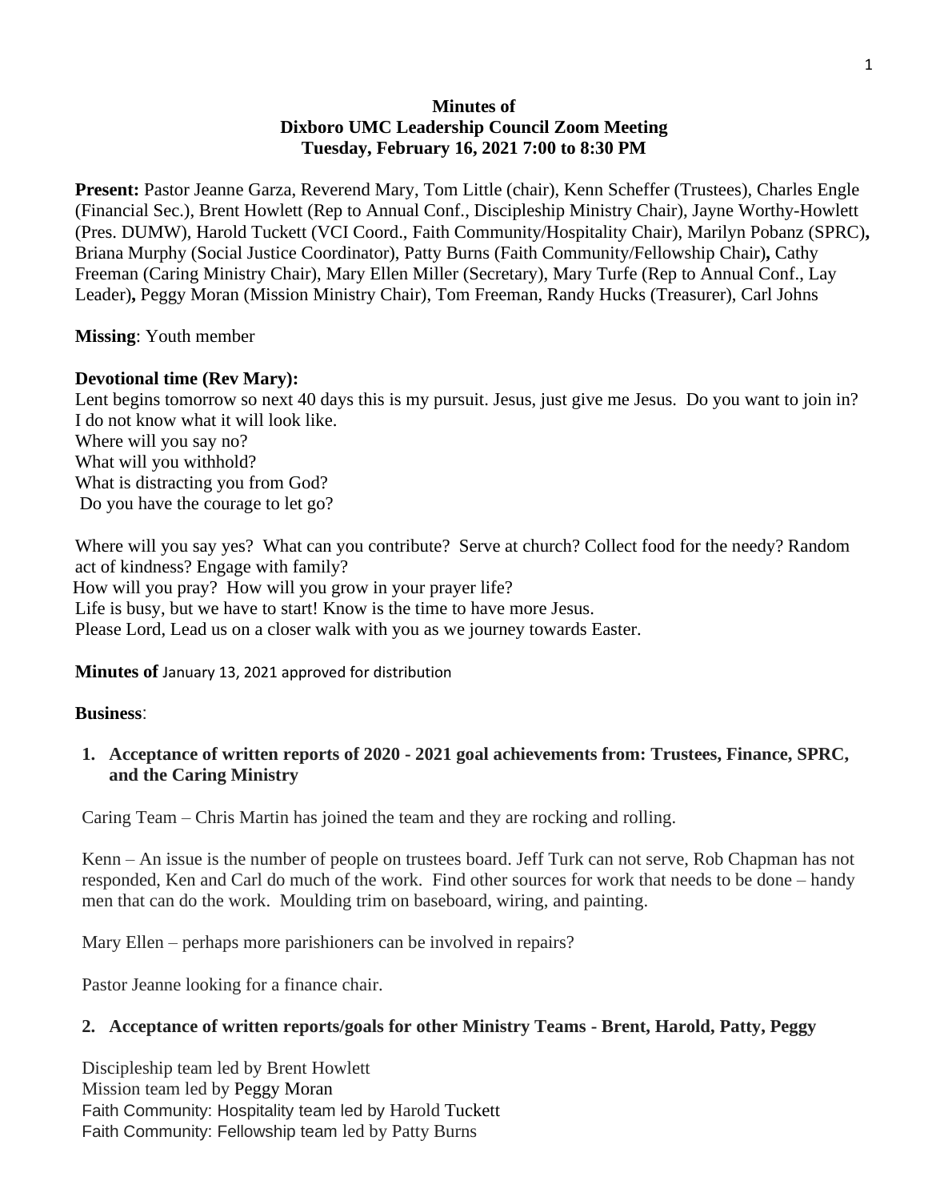**Minutes of**
**Dixboro UMC Leadership Council Zoom Meeting**
**Tuesday, February 16, 2021 7:00 to 8:30 PM**

**Present:** Pastor Jeanne Garza, Reverend Mary, Tom Little (chair), Kenn Scheffer (Trustees), Charles Engle (Financial Sec.), Brent Howlett (Rep to Annual Conf., Discipleship Ministry Chair), Jayne Worthy-Howlett (Pres. DUMW), Harold Tuckett (VCI Coord., Faith Community/Hospitality Chair), Marilyn Pobanz (SPRC)**,** Briana Murphy (Social Justice Coordinator), Patty Burns (Faith Community/Fellowship Chair)**,** Cathy Freeman (Caring Ministry Chair), Mary Ellen Miller (Secretary), Mary Turfe (Rep to Annual Conf., Lay Leader)**,** Peggy Moran (Mission Ministry Chair), Tom Freeman, Randy Hucks (Treasurer), Carl Johns

**Missing**: Youth member

**Devotional time (Rev Mary):**
Lent begins tomorrow so next 40 days this is my pursuit. Jesus, just give me Jesus. Do you want to join in? I do not know what it will look like.
Where will you say no?
What will you withhold?
What is distracting you from God?
Do you have the courage to let go?

Where will you say yes? What can you contribute? Serve at church? Collect food for the needy? Random act of kindness? Engage with family?
How will you pray? How will you grow in your prayer life?
Life is busy, but we have to start! Know is the time to have more Jesus.
Please Lord, Lead us on a closer walk with you as we journey towards Easter.

**Minutes of** January 13, 2021 approved for distribution

**Business**:

1. **Acceptance of written reports of 2020 - 2021 goal achievements from: Trustees, Finance, SPRC, and the Caring Ministry**

Caring Team – Chris Martin has joined the team and they are rocking and rolling.

Kenn – An issue is the number of people on trustees board. Jeff Turk can not serve, Rob Chapman has not responded, Ken and Carl do much of the work. Find other sources for work that needs to be done – handy men that can do the work. Moulding trim on baseboard, wiring, and painting.

Mary Ellen – perhaps more parishioners can be involved in repairs?

Pastor Jeanne looking for a finance chair.

2. **Acceptance of written reports/goals for other Ministry Teams - Brent, Harold, Patty, Peggy**

Discipleship team led by Brent Howlett
Mission team led by Peggy Moran
Faith Community: Hospitality team led by Harold Tuckett
Faith Community: Fellowship team led by Patty Burns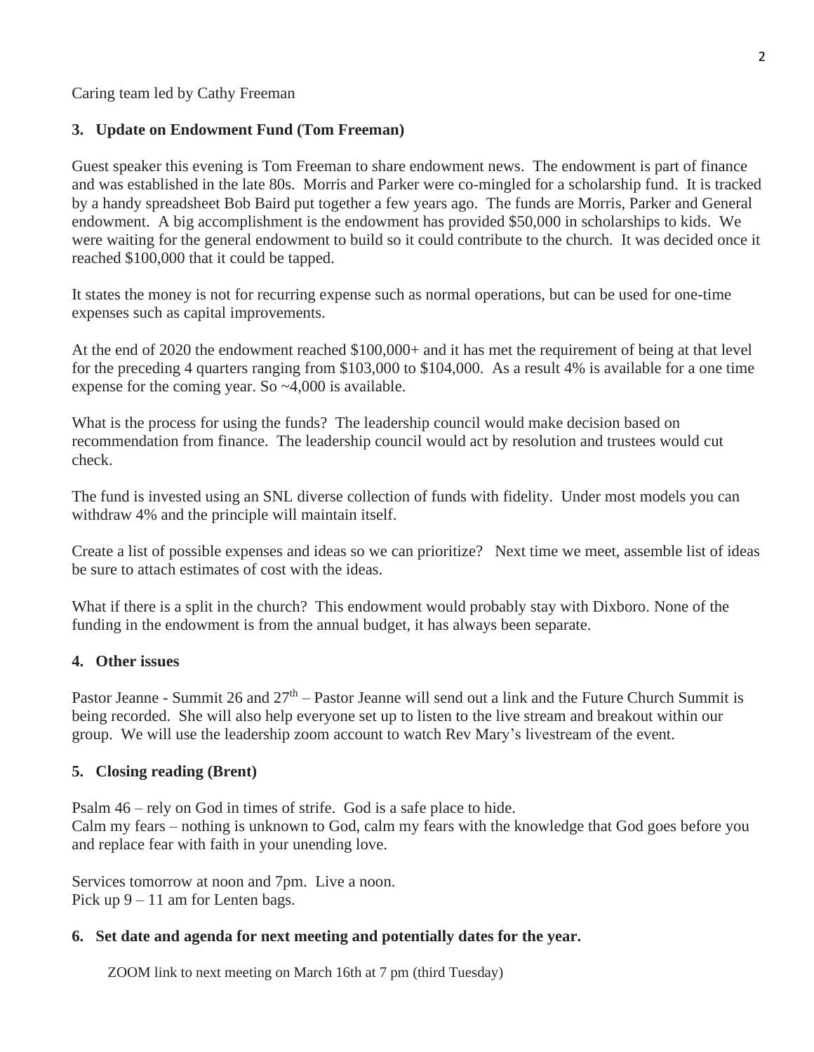Caring team led by Cathy Freeman

### 3. Update on Endowment Fund (Tom Freeman)

Guest speaker this evening is Tom Freeman to share endowment news. The endowment is part of finance and was established in the late 80s. Morris and Parker were co-mingled for a scholarship fund. It is tracked by a handy spreadsheet Bob Baird put together a few years ago. The funds are Morris, Parker and General endowment. A big accomplishment is the endowment has provided $50,000 in scholarships to kids. We were waiting for the general endowment to build so it could contribute to the church. It was decided once it reached $100,000 that it could be tapped.

It states the money is not for recurring expense such as normal operations, but can be used for one-time expenses such as capital improvements.

At the end of 2020 the endowment reached $100,000+ and it has met the requirement of being at that level for the preceding 4 quarters ranging from $103,000 to $104,000. As a result 4% is available for a one time expense for the coming year. So ~4,000 is available.

What is the process for using the funds? The leadership council would make decision based on recommendation from finance. The leadership council would act by resolution and trustees would cut check.

The fund is invested using an SNL diverse collection of funds with fidelity. Under most models you can withdraw 4% and the principle will maintain itself.

Create a list of possible expenses and ideas so we can prioritize? Next time we meet, assemble list of ideas be sure to attach estimates of cost with the ideas.

What if there is a split in the church? This endowment would probably stay with Dixboro. None of the funding in the endowment is from the annual budget, it has always been separate.

### 4. Other issues

Pastor Jeanne - Summit 26 and 27th – Pastor Jeanne will send out a link and the Future Church Summit is being recorded. She will also help everyone set up to listen to the live stream and breakout within our group. We will use the leadership zoom account to watch Rev Mary's livestream of the event.

### 5. Closing reading (Brent)

Psalm 46 – rely on God in times of strife. God is a safe place to hide.
Calm my fears – nothing is unknown to God, calm my fears with the knowledge that God goes before you and replace fear with faith in your unending love.

Services tomorrow at noon and 7pm. Live a noon.
Pick up 9 – 11 am for Lenten bags.

### 6. Set date and agenda for next meeting and potentially dates for the year.

ZOOM link to next meeting on March 16th at 7 pm (third Tuesday)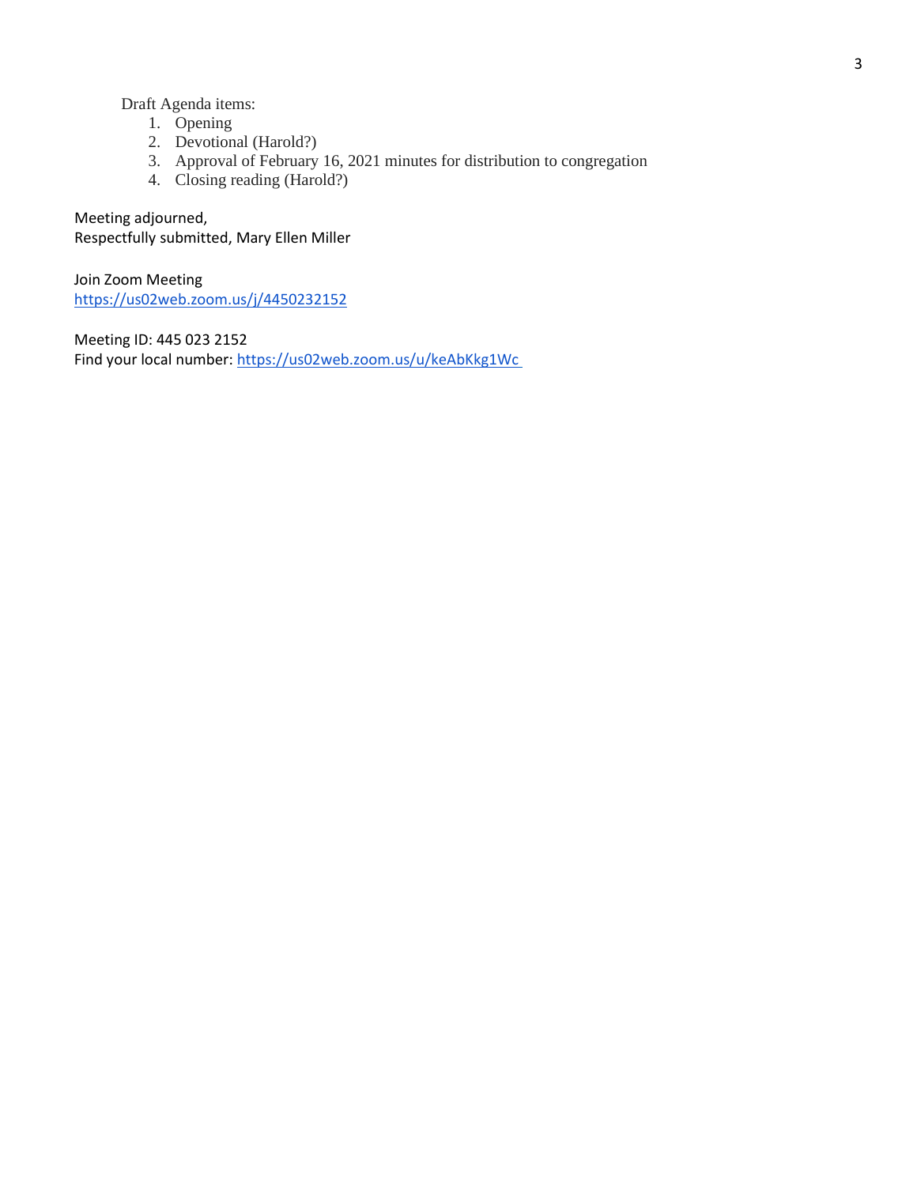Draft Agenda items:

1. Opening
2. Devotional (Harold?)
3. Approval of February 16, 2021 minutes for distribution to congregation
4. Closing reading (Harold?)

Meeting adjourned,
Respectfully submitted, Mary Ellen Miller

Join Zoom Meeting
https://us02web.zoom.us/j/4450232152

Meeting ID: 445 023 2152
Find your local number: https://us02web.zoom.us/u/keAbKkg1Wc